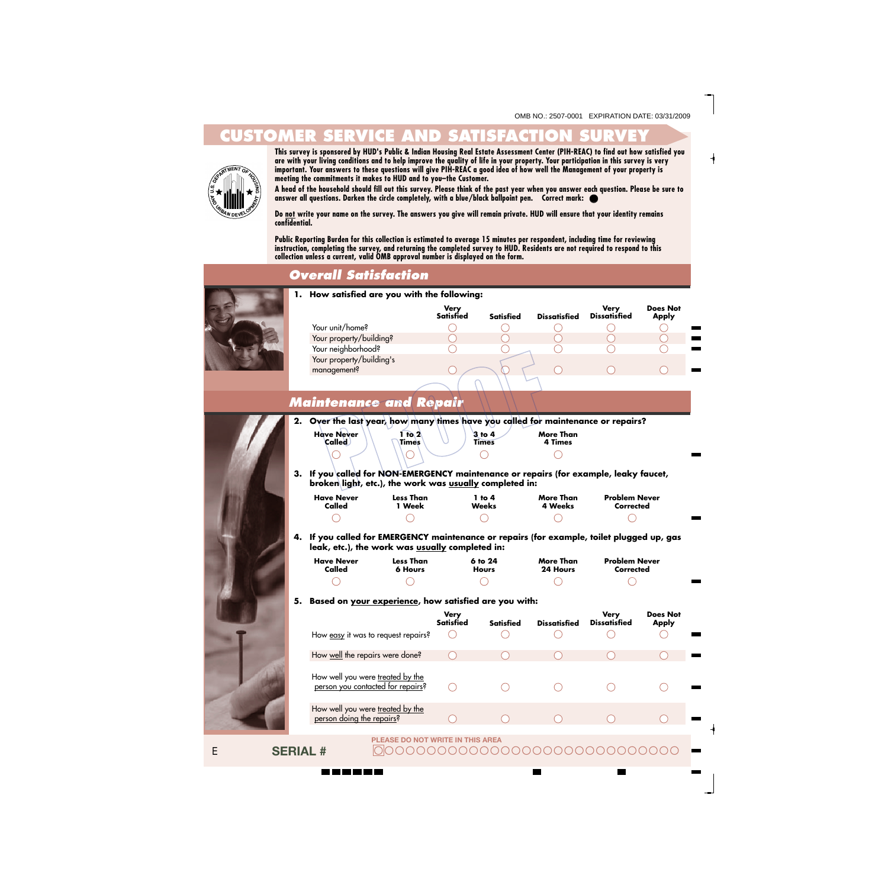OMB NO.: 2507-0001 EXPIRATION DATE: 03/31/2009

# CUSTOMER SERVICE AND SATISFACTION SURVEY

**This survey is sponsored by HUD's Public & Indian Housing Real Estate Assessment Center (PIH-REAC) to find out how satisfied you are with your living conditions and to help improve the quality of life in your property. Your participation in this survey is very important. Your answers to these questions will give PIH-REAC a good idea of how well the Management of your property is meeting the commitments it makes to HUD and to you–the Customer.**

**A head of the household should fill out this survey. Please think of the past year when you answer each question. Please be sure to answer all questions. Darken the circle completely, with a blue/black ballpoint pen. Correct mark: ●**

**Do not write your name on the survey. The answers you give will remain private. HUD will ensure that your identity remains confidential.**

**Public Reporting Burden for this collection is estimated to average 15 minutes per respondent, including time for reviewing instruction, completing the survey, and returning the completed survey to HUD. Residents are not required to respond to this collection unless a current, valid OMB approval number is displayed on the form.**

## Overall Satisfaction

**1. How satisfied are you with the following:**

| | Very Satisfied | Satisfied | Dissatisfied | Very Dissatisfied | Does Not Apply |
|---|---|---|---|---|---|
| Your unit/home? | ○ | ○ | ○ | ○ | ○ |
| Your property/building? | ○ | ○ | ○ | ○ | ○ |
| Your neighborhood? | ○ | ○ | ○ | ○ | ○ |
| Your property/building's management? | ○ | ○ | ○ | ○ | ○ |

## Maintenance and Repair

**2. Over the last year, how many times have you called for maintenance or repairs?**

| Have Never Called | 1 to 2 Times | 3 to 4 Times | More Than 4 Times |
|---|---|---|---|
| ○ | ○ | ○ | ○ |

**3. If you called for NON-EMERGENCY maintenance or repairs (for example, leaky faucet, broken light, etc.), the work was usually completed in:**

| Have Never Called | Less Than 1 Week | 1 to 4 Weeks | More Than 4 Weeks | Problem Never Corrected |
|---|---|---|---|---|
| ○ | ○ | ○ | ○ | ○ |

**4. If you called for EMERGENCY maintenance or repairs (for example, toilet plugged up, gas leak, etc.), the work was usually completed in:**

| Have Never Called | Less Than 6 Hours | 6 to 24 Hours | More Than 24 Hours | Problem Never Corrected |
|---|---|---|---|---|
| ○ | ○ | ○ | ○ | ○ |

**5. Based on your experience, how satisfied are you with:**

| | Very Satisfied | Satisfied | Dissatisfied | Very Dissatisfied | Does Not Apply |
|---|---|---|---|---|---|
| How easy it was to request repairs? | ○ | ○ | ○ | ○ | ○ |
| How well the repairs were done? | ○ | ○ | ○ | ○ | ○ |
| How well you were treated by the person you contacted for repairs? | ○ | ○ | ○ | ○ | ○ |
| How well you were treated by the person doing the repairs? | ○ | ○ | ○ | ○ | ○ |

E

**SERIAL #**

PLEASE DO NOT WRITE IN THIS AREA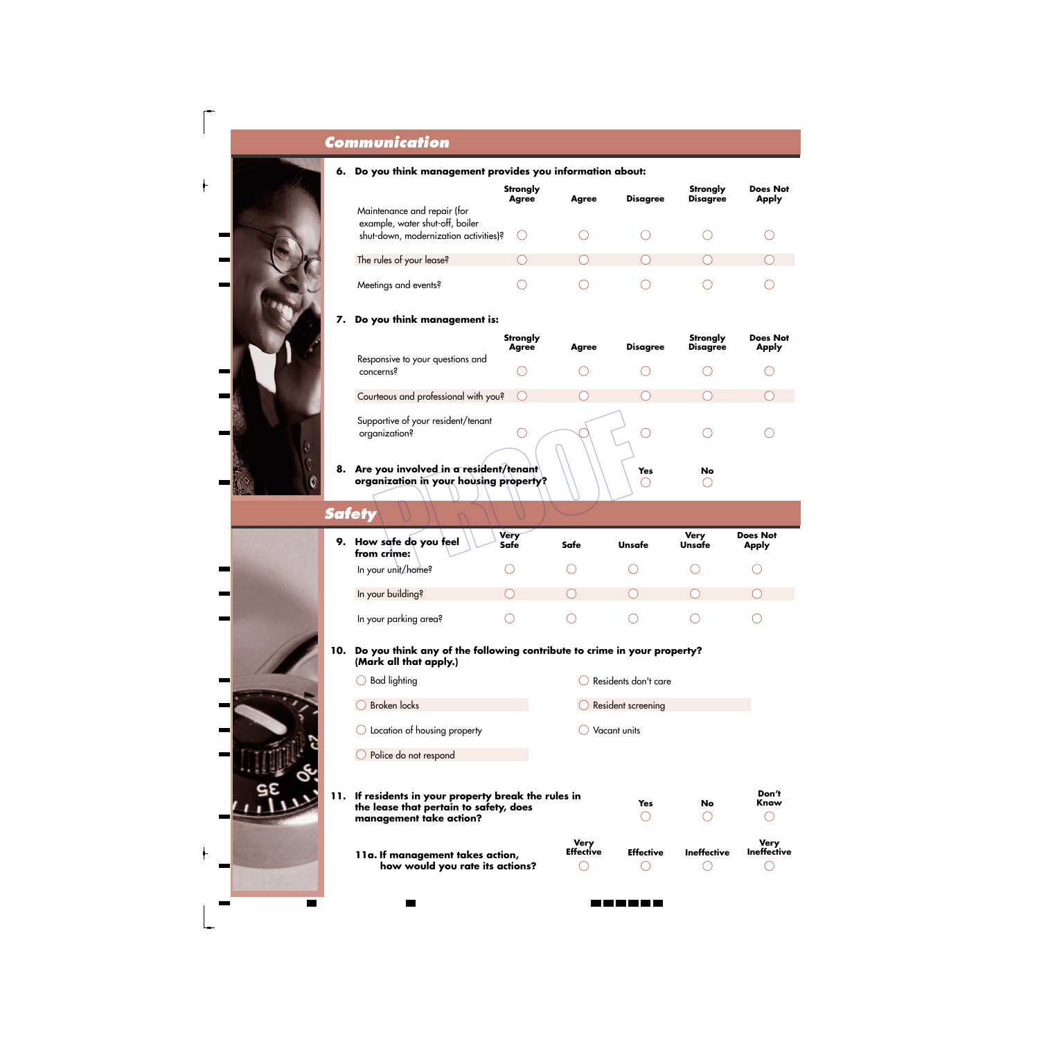## Communication

**6. Do you think management provides you information about:**

| | Strongly Agree | Agree | Disagree | Strongly Disagree | Does Not Apply |
|---|---|---|---|---|---|
| Maintenance and repair (for example, water shut-off, boiler shut-down, modernization activities)? | ◯ | ◯ | ◯ | ◯ | ◯ |
| The rules of your lease? | ◯ | ◯ | ◯ | ◯ | ◯ |
| Meetings and events? | ◯ | ◯ | ◯ | ◯ | ◯ |

**7. Do you think management is:**

| | Strongly Agree | Agree | Disagree | Strongly Disagree | Does Not Apply |
|---|---|---|---|---|---|
| Responsive to your questions and concerns? | ◯ | ◯ | ◯ | ◯ | ◯ |
| Courteous and professional with you? | ◯ | ◯ | ◯ | ◯ | ◯ |
| Supportive of your resident/tenant organization? | ◯ | ◯ | ◯ | ◯ | ◯ |

**8. Are you involved in a resident/tenant organization in your housing property?**

| Yes | No |
|---|---|
| ◯ | ◯ |

PROOF

## Safety

**9. How safe do you feel from crime:**

| | Very Safe | Safe | Unsafe | Very Unsafe | Does Not Apply |
|---|---|---|---|---|---|
| In your unit/home? | ◯ | ◯ | ◯ | ◯ | ◯ |
| In your building? | ◯ | ◯ | ◯ | ◯ | ◯ |
| In your parking area? | ◯ | ◯ | ◯ | ◯ | ◯ |

**10. Do you think any of the following contribute to crime in your property? (Mark all that apply.)**

- ◯ Bad lighting
- ◯ Broken locks
- ◯ Location of housing property
- ◯ Police do not respond
- ◯ Residents don't care
- ◯ Resident screening
- ◯ Vacant units

**11. If residents in your property break the rules in the lease that pertain to safety, does management take action?**

| Yes | No | Don't Know |
|---|---|---|
| ◯ | ◯ | ◯ |

**11a. If management takes action, how would you rate its actions?**

| Very Effective | Effective | Ineffective | Very Ineffective |
|---|---|---|---|
| ◯ | ◯ | ◯ | ◯ |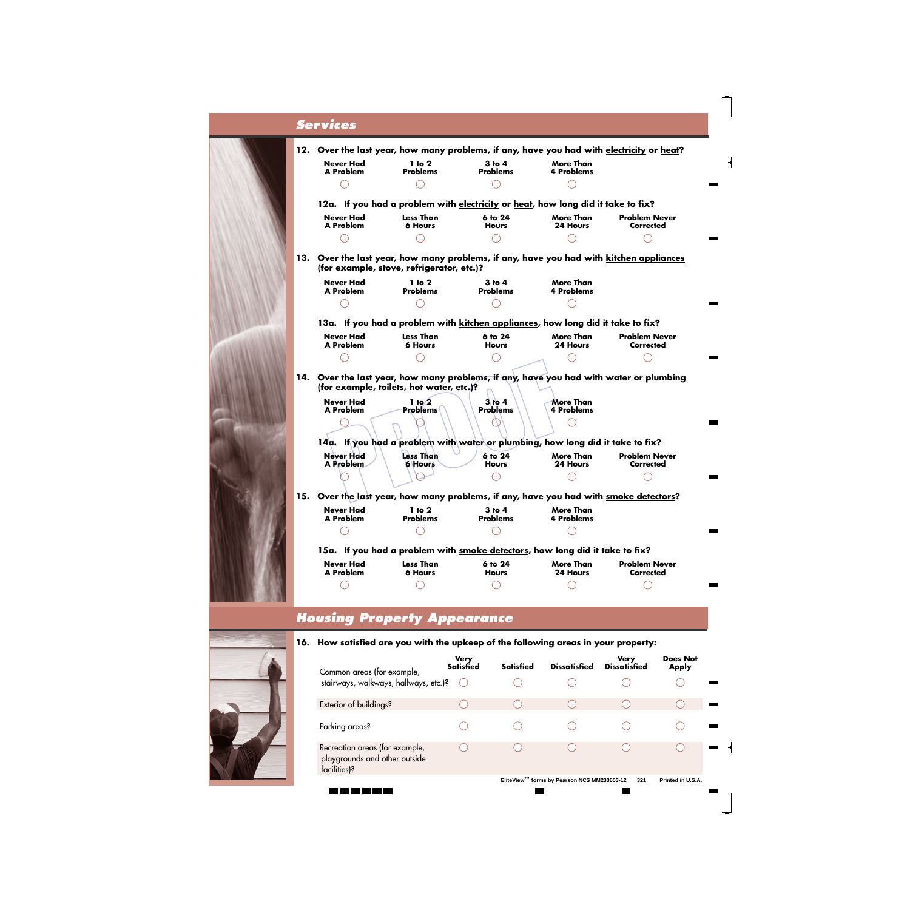## Services

**12. Over the last year, how many problems, if any, have you had with electricity or heat?**

| Never Had A Problem | 1 to 2 Problems | 3 to 4 Problems | More Than 4 Problems |
|---|---|---|---|
| ○ | ○ | ○ | ○ |

**12a. If you had a problem with electricity or heat, how long did it take to fix?**

| Never Had A Problem | Less Than 6 Hours | 6 to 24 Hours | More Than 24 Hours | Problem Never Corrected |
|---|---|---|---|---|
| ○ | ○ | ○ | ○ | ○ |

**13. Over the last year, how many problems, if any, have you had with kitchen appliances (for example, stove, refrigerator, etc.)?**

| Never Had A Problem | 1 to 2 Problems | 3 to 4 Problems | More Than 4 Problems |
|---|---|---|---|
| ○ | ○ | ○ | ○ |

**13a. If you had a problem with kitchen appliances, how long did it take to fix?**

| Never Had A Problem | Less Than 6 Hours | 6 to 24 Hours | More Than 24 Hours | Problem Never Corrected |
|---|---|---|---|---|
| ○ | ○ | ○ | ○ | ○ |

**14. Over the last year, how many problems, if any, have you had with water or plumbing (for example, toilets, hot water, etc.)?**

| Never Had A Problem | 1 to 2 Problems | 3 to 4 Problems | More Than 4 Problems |
|---|---|---|---|
| ○ | ○ | ○ | ○ |

**14a. If you had a problem with water or plumbing, how long did it take to fix?**

| Never Had A Problem | Less Than 6 Hours | 6 to 24 Hours | More Than 24 Hours | Problem Never Corrected |
|---|---|---|---|---|
| ○ | ○ | ○ | ○ | ○ |

**15. Over the last year, how many problems, if any, have you had with smoke detectors?**

| Never Had A Problem | 1 to 2 Problems | 3 to 4 Problems | More Than 4 Problems |
|---|---|---|---|
| ○ | ○ | ○ | ○ |

**15a. If you had a problem with smoke detectors, how long did it take to fix?**

| Never Had A Problem | Less Than 6 Hours | 6 to 24 Hours | More Than 24 Hours | Problem Never Corrected |
|---|---|---|---|---|
| ○ | ○ | ○ | ○ | ○ |

## Housing Property Appearance

**16. How satisfied are you with the upkeep of the following areas in your property:**

| | Very Satisfied | Satisfied | Dissatisfied | Very Dissatisfied | Does Not Apply |
|---|---|---|---|---|---|
| Common areas (for example, stairways, walkways, hallways, etc.)? | ○ | ○ | ○ | ○ | ○ |
| Exterior of buildings? | ○ | ○ | ○ | ○ | ○ |
| Parking areas? | ○ | ○ | ○ | ○ | ○ |
| Recreation areas (for example, playgrounds and other outside facilities)? | ○ | ○ | ○ | ○ | ○ |

EliteView™ forms by Pearson NCS MM233653-12 321 Printed in U.S.A.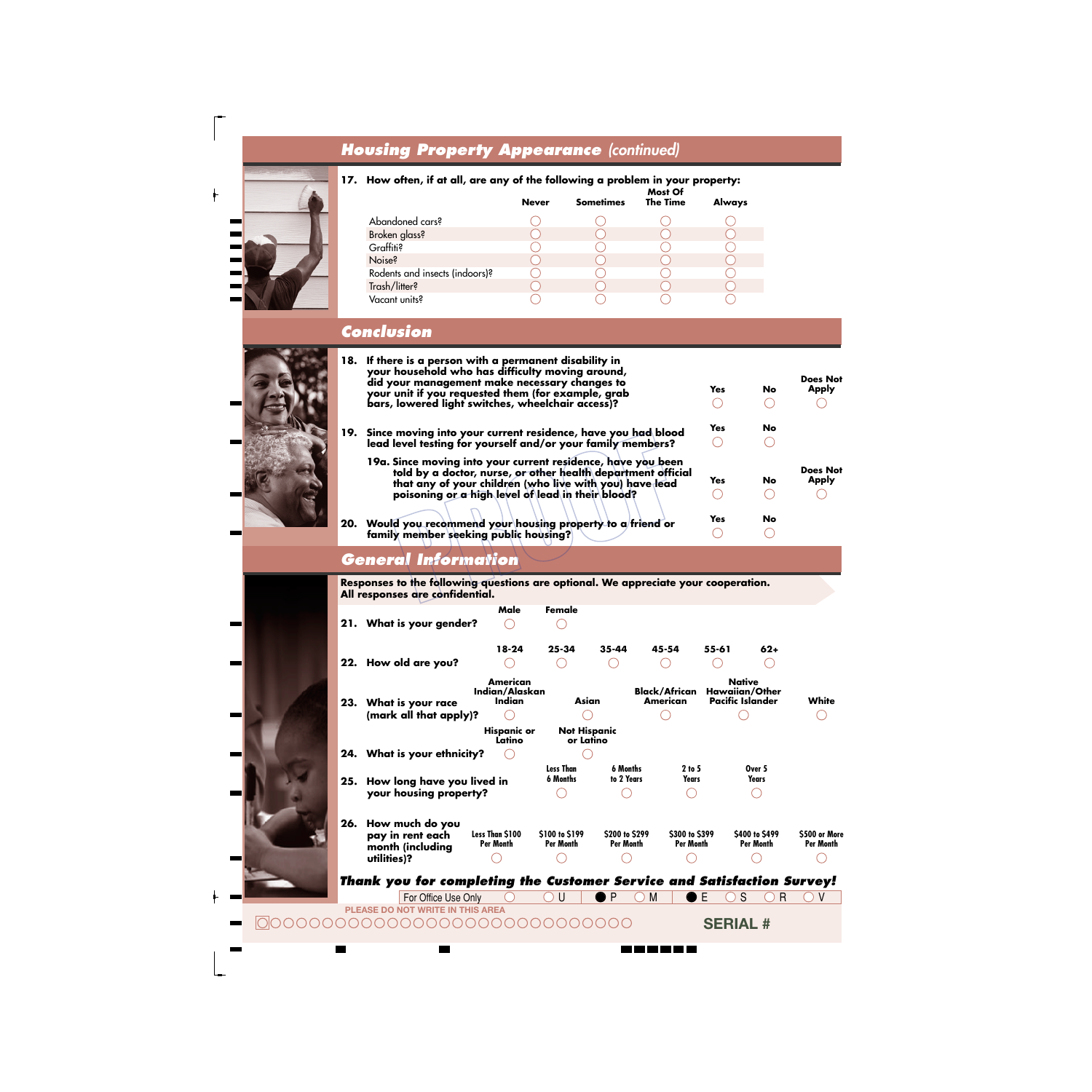## Housing Property Appearance *(continued)*

**17. How often, if at all, are any of the following a problem in your property:**

| | Never | Sometimes | Most Of The Time | Always |
|---|---|---|---|---|
| Abandoned cars? | ◯ | ◯ | ◯ | ◯ |
| Broken glass? | ◯ | ◯ | ◯ | ◯ |
| Graffiti? | ◯ | ◯ | ◯ | ◯ |
| Noise? | ◯ | ◯ | ◯ | ◯ |
| Rodents and insects (indoors)? | ◯ | ◯ | ◯ | ◯ |
| Trash/litter? | ◯ | ◯ | ◯ | ◯ |
| Vacant units? | ◯ | ◯ | ◯ | |

## Conclusion

| | Yes | No | Does Not Apply |
|---|---|---|---|
| **18. If there is a person with a permanent disability in your household who has difficulty moving around, did your management make necessary changes to your unit if you requested them (for example, grab bars, lowered light switches, wheelchair access)?** | ◯ | ◯ | ◯ |
| **19. Since moving into your current residence, have you had blood lead level testing for yourself and/or your family members?** | ◯ | ◯ | |
| **19a. Since moving into your current residence, have you been told by a doctor, nurse, or other health department official that any of your children (who live with you) have lead poisoning or a high level of lead in their blood?** | ◯ | ◯ | ◯ |
| **20. Would you recommend your housing property to a friend or family member seeking public housing?** | ◯ | ◯ | |

## General Information

**Responses to the following questions are optional. We appreciate your cooperation. All responses are confidential.**

**21. What is your gender?**

| Male | Female |
|---|---|
| ◯ | ◯ |

**22. How old are you?**

| 18-24 | 25-34 | 35-44 | 45-54 | 55-61 | 62+ |
|---|---|---|---|---|---|
| ◯ | ◯ | ◯ | ◯ | ◯ | ◯ |

**23. What is your race (mark all that apply)?**

| American Indian/Alaskan Indian | Asian | Black/African American | Native Hawaiian/Other Pacific Islander | White |
|---|---|---|---|---|
| ◯ | ◯ | ◯ | ◯ | ◯ |

**24. What is your ethnicity?**

| Hispanic or Latino | Not Hispanic or Latino |
|---|---|
| ◯ | ◯ |

**25. How long have you lived in your housing property?**

| Less Than 6 Months | 6 Months to 2 Years | 2 to 5 Years | Over 5 Years |
|---|---|---|---|
| ◯ | ◯ | ◯ | ◯ |

**26. How much do you pay in rent each month (including utilities)?**

| Less Than $100 Per Month | $100 to $199 Per Month | $200 to $299 Per Month | $300 to $399 Per Month | $400 to $499 Per Month | $500 or More Per Month |
|---|---|---|---|---|---|
| ◯ | ◯ | ◯ | ◯ | ◯ | ◯ |

***Thank you for completing the Customer Service and Satisfaction Survey!***

For Office Use Only ◯ ◯ U ● P ◯ M ● E ◯ S ◯ R ◯ V

PLEASE DO NOT WRITE IN THIS AREA

SERIAL #